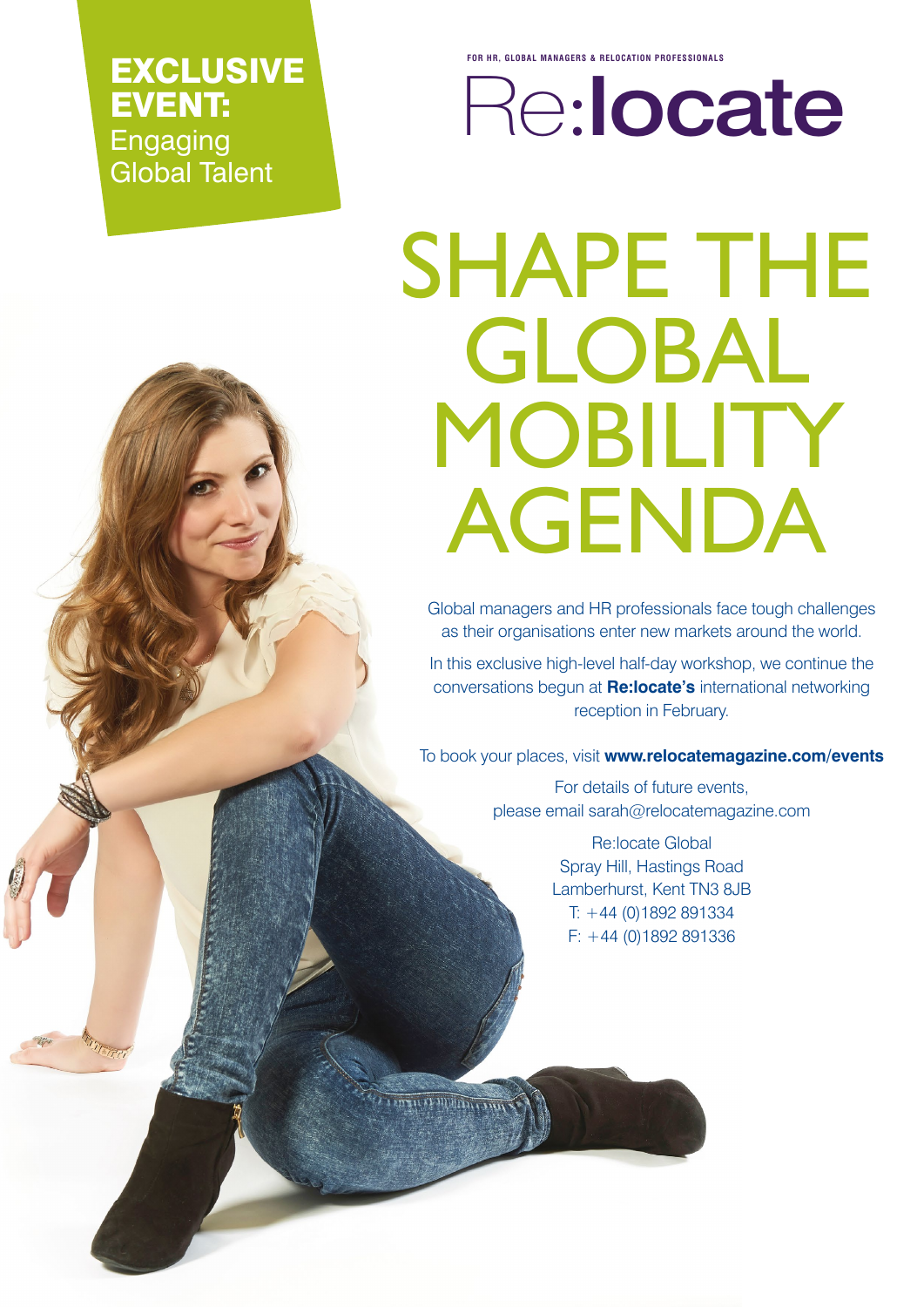**EXCLUSIVE EVENT:**
Engaging Global Talent

FOR HR, GLOBAL MANAGERS & RELOCATION PROFESSIONALS

# Re:locate

# SHAPE THE GLOBAL MOBILITY AGENDA

Global managers and HR professionals face tough challenges as their organisations enter new markets around the world.

In this exclusive high-level half-day workshop, we continue the conversations begun at **Re:locate's** international networking reception in February.

To book your places, visit **www.relocatemagazine.com/events**

For details of future events,
please email sarah@relocatemagazine.com

Re:locate Global
Spray Hill, Hastings Road
Lamberhurst, Kent TN3 8JB
T: +44 (0)1892 891334
F: +44 (0)1892 891336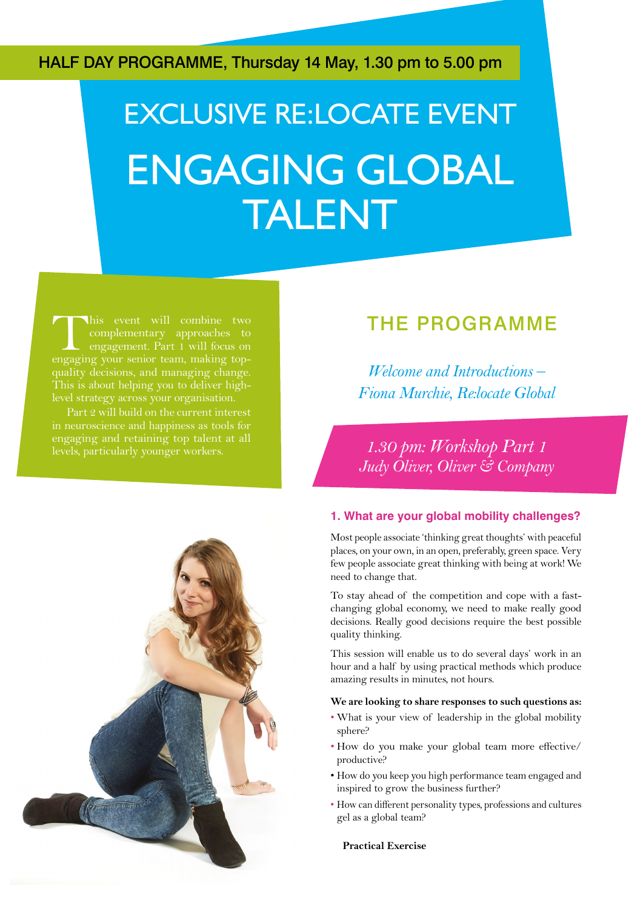HALF DAY PROGRAMME, Thursday 14 May, 1.30 pm to 5.00 pm

# EXCLUSIVE RE:LOCATE EVENT

# ENGAGING GLOBAL TALENT

This event will combine two complementary approaches to engagement. Part 1 will focus on engaging your senior team, making top-quality decisions, and managing change. This is about helping you to deliver high-level strategy across your organisation.

Part 2 will build on the current interest in neuroscience and happiness as tools for engaging and retaining top talent at all levels, particularly younger workers.

## THE PROGRAMME

*Welcome and Introductions – Fiona Murchie, Re:locate Global*

### *1.30 pm: Workshop Part 1*
### *Judy Oliver, Oliver & Company*

#### 1. What are your global mobility challenges?

Most people associate 'thinking great thoughts' with peaceful places, on your own, in an open, preferably, green space. Very few people associate great thinking with being at work! We need to change that.

To stay ahead of the competition and cope with a fast-changing global economy, we need to make really good decisions. Really good decisions require the best possible quality thinking.

This session will enable us to do several days' work in an hour and a half by using practical methods which produce amazing results in minutes, not hours.

**We are looking to share responses to such questions as:**

- What is your view of leadership in the global mobility sphere?
- How do you make your global team more effective/productive?
- How do you keep you high performance team engaged and inspired to grow the business further?
- How can different personality types, professions and cultures gel as a global team?

**Practical Exercise**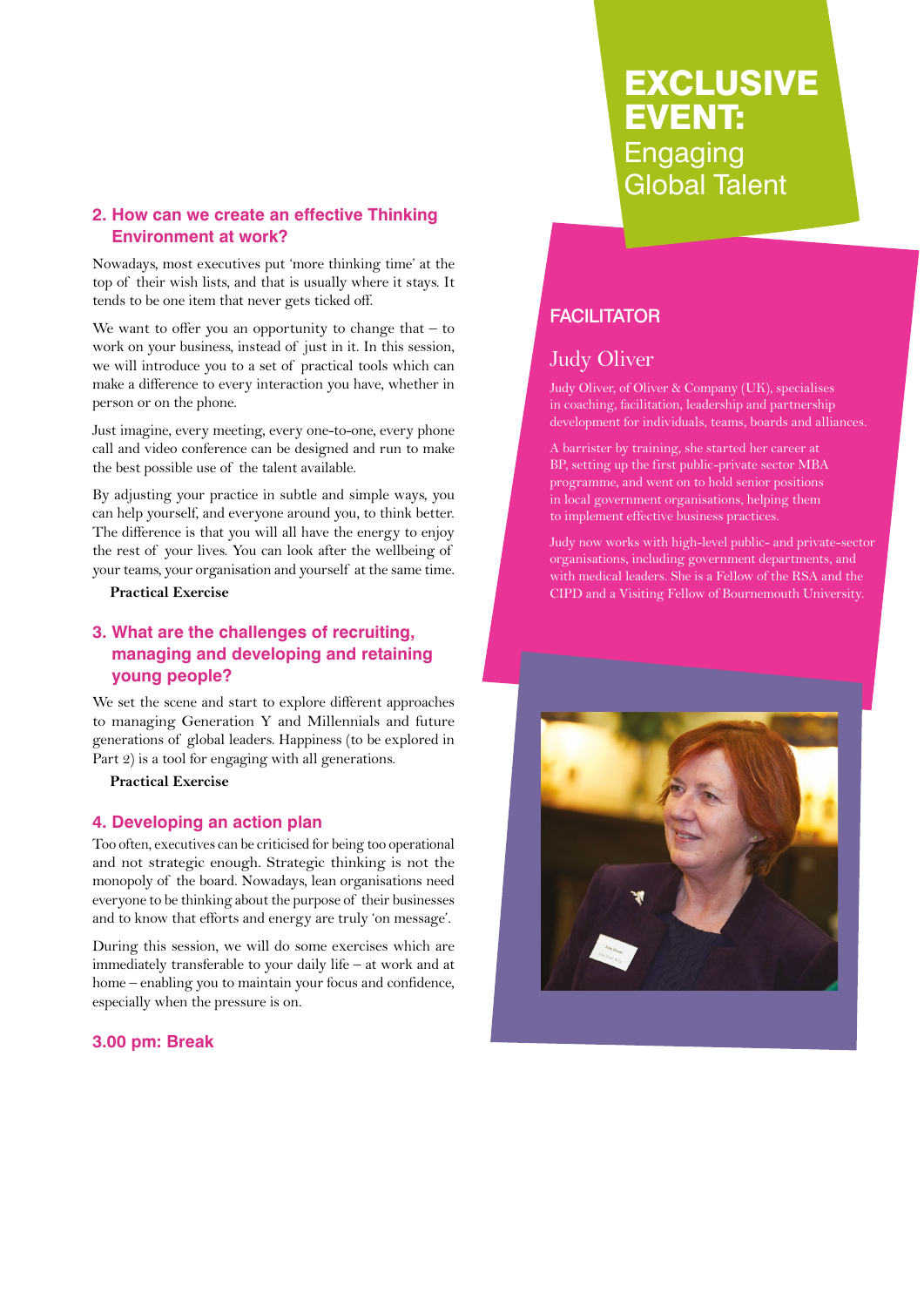# EXCLUSIVE EVENT: Engaging Global Talent

### 2. How can we create an effective Thinking Environment at work?

Nowadays, most executives put 'more thinking time' at the top of their wish lists, and that is usually where it stays. It tends to be one item that never gets ticked off.

We want to offer you an opportunity to change that – to work on your business, instead of just in it. In this session, we will introduce you to a set of practical tools which can make a difference to every interaction you have, whether in person or on the phone.

Just imagine, every meeting, every one-to-one, every phone call and video conference can be designed and run to make the best possible use of the talent available.

By adjusting your practice in subtle and simple ways, you can help yourself, and everyone around you, to think better. The difference is that you will all have the energy to enjoy the rest of your lives. You can look after the wellbeing of your teams, your organisation and yourself at the same time.

**Practical Exercise**

### 3. What are the challenges of recruiting, managing and developing and retaining young people?

We set the scene and start to explore different approaches to managing Generation Y and Millennials and future generations of global leaders. Happiness (to be explored in Part 2) is a tool for engaging with all generations.

**Practical Exercise**

### 4. Developing an action plan

Too often, executives can be criticised for being too operational and not strategic enough. Strategic thinking is not the monopoly of the board. Nowadays, lean organisations need everyone to be thinking about the purpose of their businesses and to know that efforts and energy are truly 'on message'.

During this session, we will do some exercises which are immediately transferable to your daily life – at work and at home – enabling you to maintain your focus and confidence, especially when the pressure is on.

### 3.00 pm: Break

## FACILITATOR

### Judy Oliver

Judy Oliver, of Oliver & Company (UK), specialises in coaching, facilitation, leadership and partnership development for individuals, teams, boards and alliances.

A barrister by training, she started her career at BP, setting up the first public-private sector MBA programme, and went on to hold senior positions in local government organisations, helping them to implement effective business practices.

Judy now works with high-level public- and private-sector organisations, including government departments, and with medical leaders. She is a Fellow of the RSA and the CIPD and a Visiting Fellow of Bournemouth University.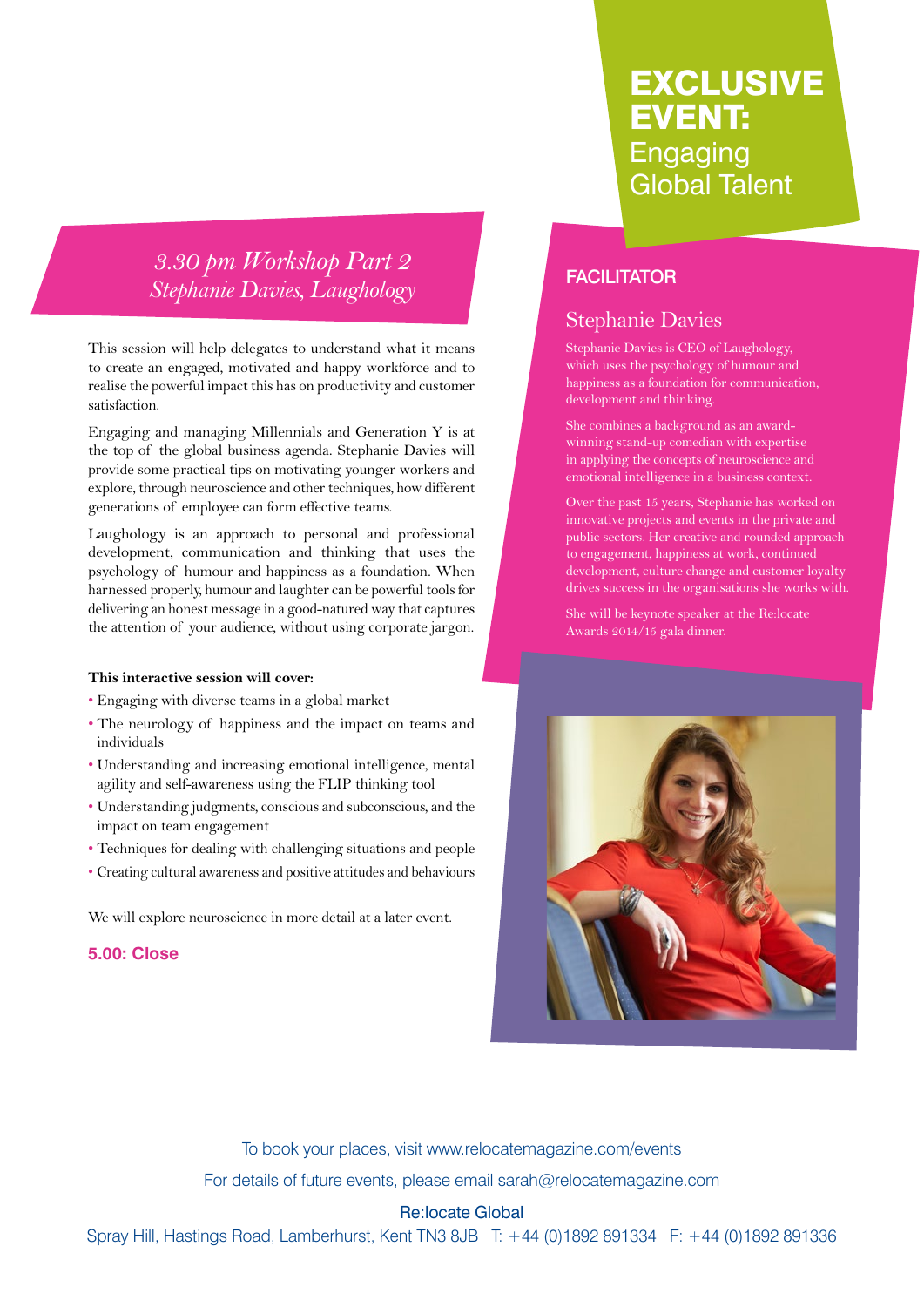# EXCLUSIVE EVENT: Engaging Global Talent

## *3.30 pm Workshop Part 2*
## *Stephanie Davies, Laughology*

This session will help delegates to understand what it means to create an engaged, motivated and happy workforce and to realise the powerful impact this has on productivity and customer satisfaction.

Engaging and managing Millennials and Generation Y is at the top of the global business agenda. Stephanie Davies will provide some practical tips on motivating younger workers and explore, through neuroscience and other techniques, how different generations of employee can form effective teams.

Laughology is an approach to personal and professional development, communication and thinking that uses the psychology of humour and happiness as a foundation. When harnessed properly, humour and laughter can be powerful tools for delivering an honest message in a good-natured way that captures the attention of your audience, without using corporate jargon.

**This interactive session will cover:**

- Engaging with diverse teams in a global market
- The neurology of happiness and the impact on teams and individuals
- Understanding and increasing emotional intelligence, mental agility and self-awareness using the FLIP thinking tool
- Understanding judgments, conscious and subconscious, and the impact on team engagement
- Techniques for dealing with challenging situations and people
- Creating cultural awareness and positive attitudes and behaviours

We will explore neuroscience in more detail at a later event.

**5.00: Close**

## FACILITATOR

### Stephanie Davies

Stephanie Davies is CEO of Laughology, which uses the psychology of humour and happiness as a foundation for communication, development and thinking.

She combines a background as an award-winning stand-up comedian with expertise in applying the concepts of neuroscience and emotional intelligence in a business context.

Over the past 15 years, Stephanie has worked on innovative projects and events in the private and public sectors. Her creative and rounded approach to engagement, happiness at work, continued development, culture change and customer loyalty drives success in the organisations she works with.

She will be keynote speaker at the Re:locate Awards 2014/15 gala dinner.

To book your places, visit www.relocatemagazine.com/events

For details of future events, please email sarah@relocatemagazine.com

Re:locate Global

Spray Hill, Hastings Road, Lamberhurst, Kent TN3 8JB T: +44 (0)1892 891334 F: +44 (0)1892 891336